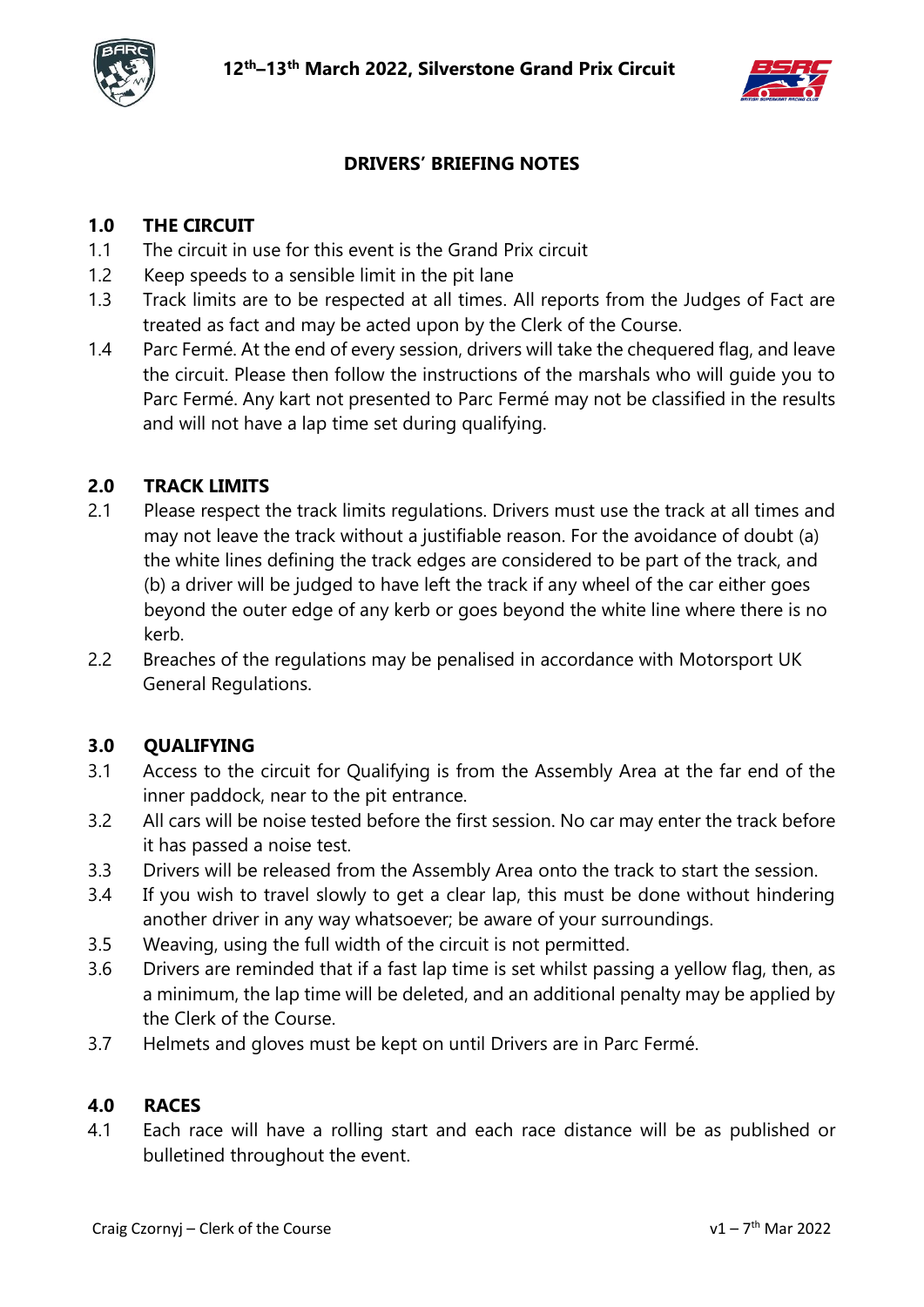# DRIVERS' BRIEFING NOTES

12th–13th March 2022, Silverstone Grand Prix Circuit

## 1.0 THE CIRCUIT

1.1 The circuit in use for this event is the Grand Prix circuit

1.2 Keep speeds to a sensible limit in the pit lane

1.3 Track limits are to be respected at all times. All reports from the Judges of Fact are treated as fact and may be acted upon by the Clerk of the Course.

1.4 Parc Fermé. At the end of every session, drivers will take the chequered flag, and leave the circuit. Please then follow the instructions of the marshals who will guide you to Parc Fermé. Any kart not presented to Parc Fermé may not be classified in the results and will not have a lap time set during qualifying.

## 2.0 TRACK LIMITS

2.1 Please respect the track limits regulations. Drivers must use the track at all times and may not leave the track without a justifiable reason. For the avoidance of doubt (a) the white lines defining the track edges are considered to be part of the track, and (b) a driver will be judged to have left the track if any wheel of the car either goes beyond the outer edge of any kerb or goes beyond the white line where there is no kerb.

2.2 Breaches of the regulations may be penalised in accordance with Motorsport UK General Regulations.

## 3.0 QUALIFYING

3.1 Access to the circuit for Qualifying is from the Assembly Area at the far end of the inner paddock, near to the pit entrance.

3.2 All cars will be noise tested before the first session. No car may enter the track before it has passed a noise test.

3.3 Drivers will be released from the Assembly Area onto the track to start the session.

3.4 If you wish to travel slowly to get a clear lap, this must be done without hindering another driver in any way whatsoever; be aware of your surroundings.

3.5 Weaving, using the full width of the circuit is not permitted.

3.6 Drivers are reminded that if a fast lap time is set whilst passing a yellow flag, then, as a minimum, the lap time will be deleted, and an additional penalty may be applied by the Clerk of the Course.

3.7 Helmets and gloves must be kept on until Drivers are in Parc Fermé.

## 4.0 RACES

4.1 Each race will have a rolling start and each race distance will be as published or bulletined throughout the event.

Craig Czornyj – Clerk of the Course

v1 – 7th Mar 2022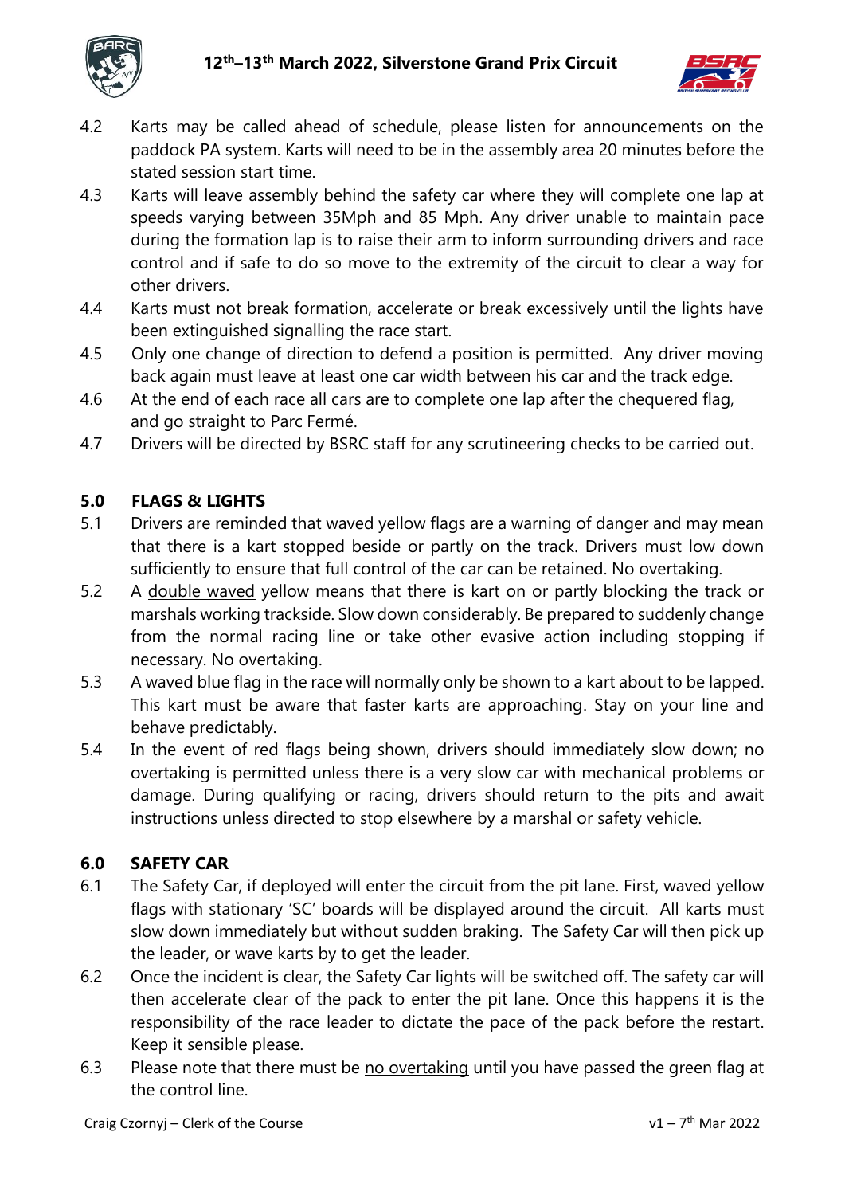4.2 Karts may be called ahead of schedule, please listen for announcements on the paddock PA system. Karts will need to be in the assembly area 20 minutes before the stated session start time.

4.3 Karts will leave assembly behind the safety car where they will complete one lap at speeds varying between 35Mph and 85 Mph. Any driver unable to maintain pace during the formation lap is to raise their arm to inform surrounding drivers and race control and if safe to do so move to the extremity of the circuit to clear a way for other drivers.

4.4 Karts must not break formation, accelerate or break excessively until the lights have been extinguished signalling the race start.

4.5 Only one change of direction to defend a position is permitted. Any driver moving back again must leave at least one car width between his car and the track edge.

4.6 At the end of each race all cars are to complete one lap after the chequered flag, and go straight to Parc Fermé.

4.7 Drivers will be directed by BSRC staff for any scrutineering checks to be carried out.

## 5.0 FLAGS & LIGHTS

5.1 Drivers are reminded that waved yellow flags are a warning of danger and may mean that there is a kart stopped beside or partly on the track. Drivers must low down sufficiently to ensure that full control of the car can be retained. No overtaking.

5.2 A <u>double waved</u> yellow means that there is kart on or partly blocking the track or marshals working trackside. Slow down considerably. Be prepared to suddenly change from the normal racing line or take other evasive action including stopping if necessary. No overtaking.

5.3 A waved blue flag in the race will normally only be shown to a kart about to be lapped. This kart must be aware that faster karts are approaching. Stay on your line and behave predictably.

5.4 In the event of red flags being shown, drivers should immediately slow down; no overtaking is permitted unless there is a very slow car with mechanical problems or damage. During qualifying or racing, drivers should return to the pits and await instructions unless directed to stop elsewhere by a marshal or safety vehicle.

## 6.0 SAFETY CAR

6.1 The Safety Car, if deployed will enter the circuit from the pit lane. First, waved yellow flags with stationary 'SC' boards will be displayed around the circuit. All karts must slow down immediately but without sudden braking. The Safety Car will then pick up the leader, or wave karts by to get the leader.

6.2 Once the incident is clear, the Safety Car lights will be switched off. The safety car will then accelerate clear of the pack to enter the pit lane. Once this happens it is the responsibility of the race leader to dictate the pace of the pack before the restart. Keep it sensible please.

6.3 Please note that there must be <u>no overtaking</u> until you have passed the green flag at the control line.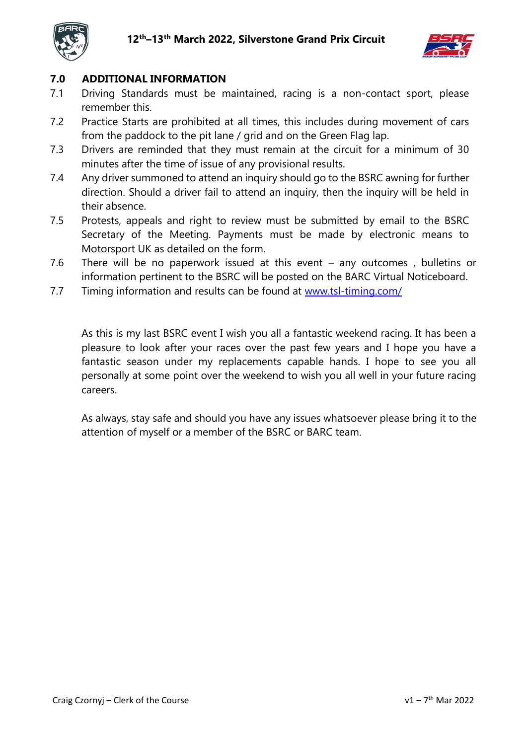## 7.0 ADDITIONAL INFORMATION

7.1 Driving Standards must be maintained, racing is a non-contact sport, please remember this.

7.2 Practice Starts are prohibited at all times, this includes during movement of cars from the paddock to the pit lane / grid and on the Green Flag lap.

7.3 Drivers are reminded that they must remain at the circuit for a minimum of 30 minutes after the time of issue of any provisional results.

7.4 Any driver summoned to attend an inquiry should go to the BSRC awning for further direction. Should a driver fail to attend an inquiry, then the inquiry will be held in their absence.

7.5 Protests, appeals and right to review must be submitted by email to the BSRC Secretary of the Meeting. Payments must be made by electronic means to Motorsport UK as detailed on the form.

7.6 There will be no paperwork issued at this event – any outcomes , bulletins or information pertinent to the BSRC will be posted on the BARC Virtual Noticeboard.

7.7 Timing information and results can be found at www.tsl-timing.com/

As this is my last BSRC event I wish you all a fantastic weekend racing. It has been a pleasure to look after your races over the past few years and I hope you have a fantastic season under my replacements capable hands. I hope to see you all personally at some point over the weekend to wish you all well in your future racing careers.

As always, stay safe and should you have any issues whatsoever please bring it to the attention of myself or a member of the BSRC or BARC team.